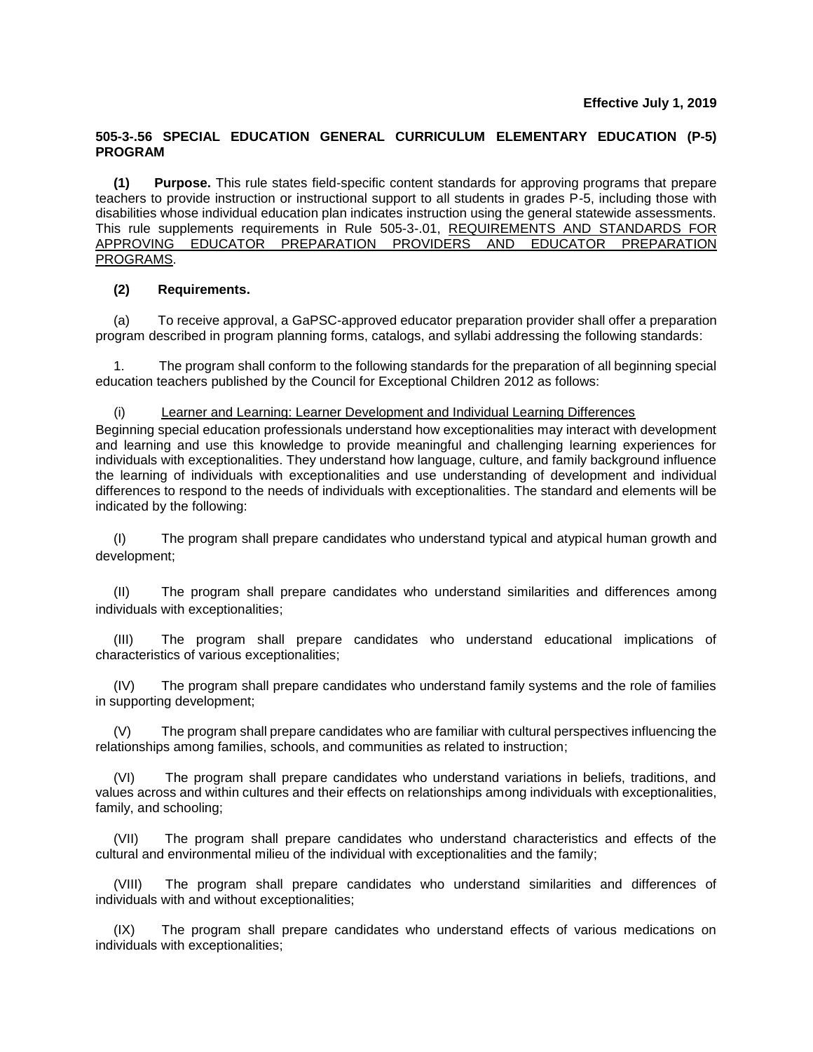**Effective July 1, 2019**

## 505-3-.56 SPECIAL EDUCATION GENERAL CURRICULUM ELEMENTARY EDUCATION (P-5) PROGRAM

**(1) Purpose.** This rule states field-specific content standards for approving programs that prepare teachers to provide instruction or instructional support to all students in grades P-5, including those with disabilities whose individual education plan indicates instruction using the general statewide assessments. This rule supplements requirements in Rule 505-3-.01, REQUIREMENTS AND STANDARDS FOR APPROVING EDUCATOR PREPARATION PROVIDERS AND EDUCATOR PREPARATION PROGRAMS.

**(2) Requirements.**

(a) To receive approval, a GaPSC-approved educator preparation provider shall offer a preparation program described in program planning forms, catalogs, and syllabi addressing the following standards:

1. The program shall conform to the following standards for the preparation of all beginning special education teachers published by the Council for Exceptional Children 2012 as follows:

(i) Learner and Learning: Learner Development and Individual Learning Differences

Beginning special education professionals understand how exceptionalities may interact with development and learning and use this knowledge to provide meaningful and challenging learning experiences for individuals with exceptionalities. They understand how language, culture, and family background influence the learning of individuals with exceptionalities and use understanding of development and individual differences to respond to the needs of individuals with exceptionalities. The standard and elements will be indicated by the following:

(I) The program shall prepare candidates who understand typical and atypical human growth and development;

(II) The program shall prepare candidates who understand similarities and differences among individuals with exceptionalities;

(III) The program shall prepare candidates who understand educational implications of characteristics of various exceptionalities;

(IV) The program shall prepare candidates who understand family systems and the role of families in supporting development;

(V) The program shall prepare candidates who are familiar with cultural perspectives influencing the relationships among families, schools, and communities as related to instruction;

(VI) The program shall prepare candidates who understand variations in beliefs, traditions, and values across and within cultures and their effects on relationships among individuals with exceptionalities, family, and schooling;

(VII) The program shall prepare candidates who understand characteristics and effects of the cultural and environmental milieu of the individual with exceptionalities and the family;

(VIII) The program shall prepare candidates who understand similarities and differences of individuals with and without exceptionalities;

(IX) The program shall prepare candidates who understand effects of various medications on individuals with exceptionalities;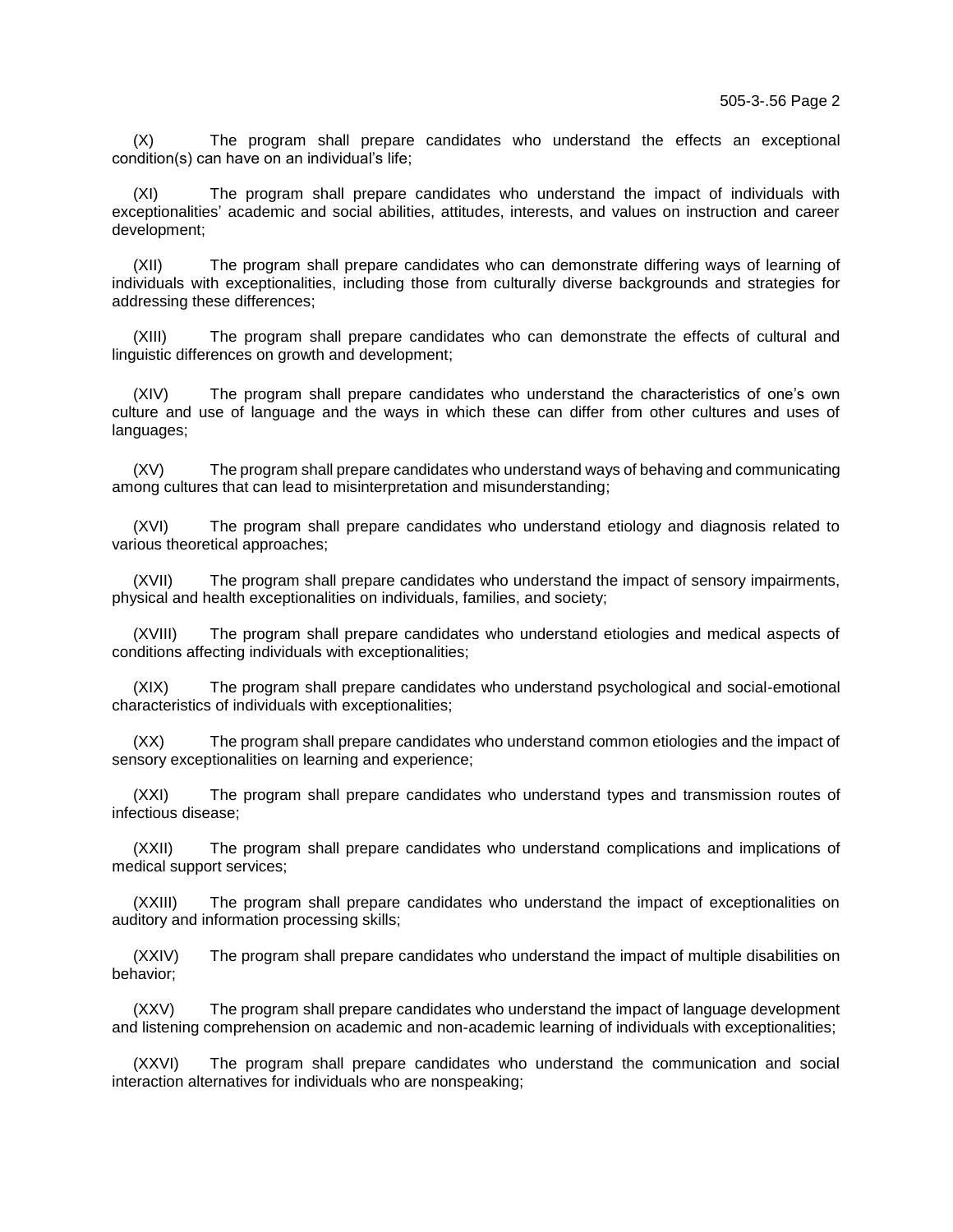(X) The program shall prepare candidates who understand the effects an exceptional condition(s) can have on an individual's life;

(XI) The program shall prepare candidates who understand the impact of individuals with exceptionalities' academic and social abilities, attitudes, interests, and values on instruction and career development;

(XII) The program shall prepare candidates who can demonstrate differing ways of learning of individuals with exceptionalities, including those from culturally diverse backgrounds and strategies for addressing these differences;

(XIII) The program shall prepare candidates who can demonstrate the effects of cultural and linguistic differences on growth and development;

(XIV) The program shall prepare candidates who understand the characteristics of one's own culture and use of language and the ways in which these can differ from other cultures and uses of languages;

(XV) The program shall prepare candidates who understand ways of behaving and communicating among cultures that can lead to misinterpretation and misunderstanding;

(XVI) The program shall prepare candidates who understand etiology and diagnosis related to various theoretical approaches;

(XVII) The program shall prepare candidates who understand the impact of sensory impairments, physical and health exceptionalities on individuals, families, and society;

(XVIII) The program shall prepare candidates who understand etiologies and medical aspects of conditions affecting individuals with exceptionalities;

(XIX) The program shall prepare candidates who understand psychological and social-emotional characteristics of individuals with exceptionalities;

(XX) The program shall prepare candidates who understand common etiologies and the impact of sensory exceptionalities on learning and experience;

(XXI) The program shall prepare candidates who understand types and transmission routes of infectious disease;

(XXII) The program shall prepare candidates who understand complications and implications of medical support services;

(XXIII) The program shall prepare candidates who understand the impact of exceptionalities on auditory and information processing skills;

(XXIV) The program shall prepare candidates who understand the impact of multiple disabilities on behavior;

(XXV) The program shall prepare candidates who understand the impact of language development and listening comprehension on academic and non-academic learning of individuals with exceptionalities;

(XXVI) The program shall prepare candidates who understand the communication and social interaction alternatives for individuals who are nonspeaking;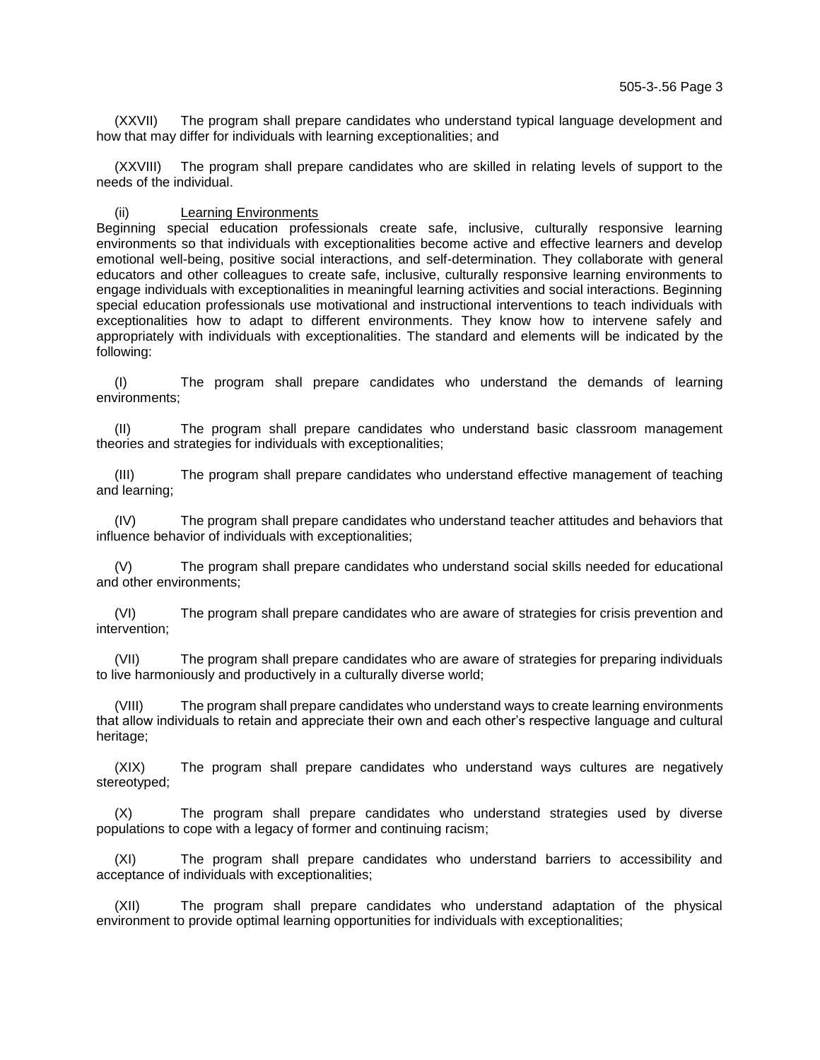(XXVII) The program shall prepare candidates who understand typical language development and how that may differ for individuals with learning exceptionalities; and

(XXVIII) The program shall prepare candidates who are skilled in relating levels of support to the needs of the individual.

(ii) <u>Learning Environments</u>

Beginning special education professionals create safe, inclusive, culturally responsive learning environments so that individuals with exceptionalities become active and effective learners and develop emotional well-being, positive social interactions, and self-determination. They collaborate with general educators and other colleagues to create safe, inclusive, culturally responsive learning environments to engage individuals with exceptionalities in meaningful learning activities and social interactions. Beginning special education professionals use motivational and instructional interventions to teach individuals with exceptionalities how to adapt to different environments. They know how to intervene safely and appropriately with individuals with exceptionalities. The standard and elements will be indicated by the following:

(I) The program shall prepare candidates who understand the demands of learning environments;

(II) The program shall prepare candidates who understand basic classroom management theories and strategies for individuals with exceptionalities;

(III) The program shall prepare candidates who understand effective management of teaching and learning;

(IV) The program shall prepare candidates who understand teacher attitudes and behaviors that influence behavior of individuals with exceptionalities;

(V) The program shall prepare candidates who understand social skills needed for educational and other environments;

(VI) The program shall prepare candidates who are aware of strategies for crisis prevention and intervention;

(VII) The program shall prepare candidates who are aware of strategies for preparing individuals to live harmoniously and productively in a culturally diverse world;

(VIII) The program shall prepare candidates who understand ways to create learning environments that allow individuals to retain and appreciate their own and each other's respective language and cultural heritage;

(XIX) The program shall prepare candidates who understand ways cultures are negatively stereotyped;

(X) The program shall prepare candidates who understand strategies used by diverse populations to cope with a legacy of former and continuing racism;

(XI) The program shall prepare candidates who understand barriers to accessibility and acceptance of individuals with exceptionalities;

(XII) The program shall prepare candidates who understand adaptation of the physical environment to provide optimal learning opportunities for individuals with exceptionalities;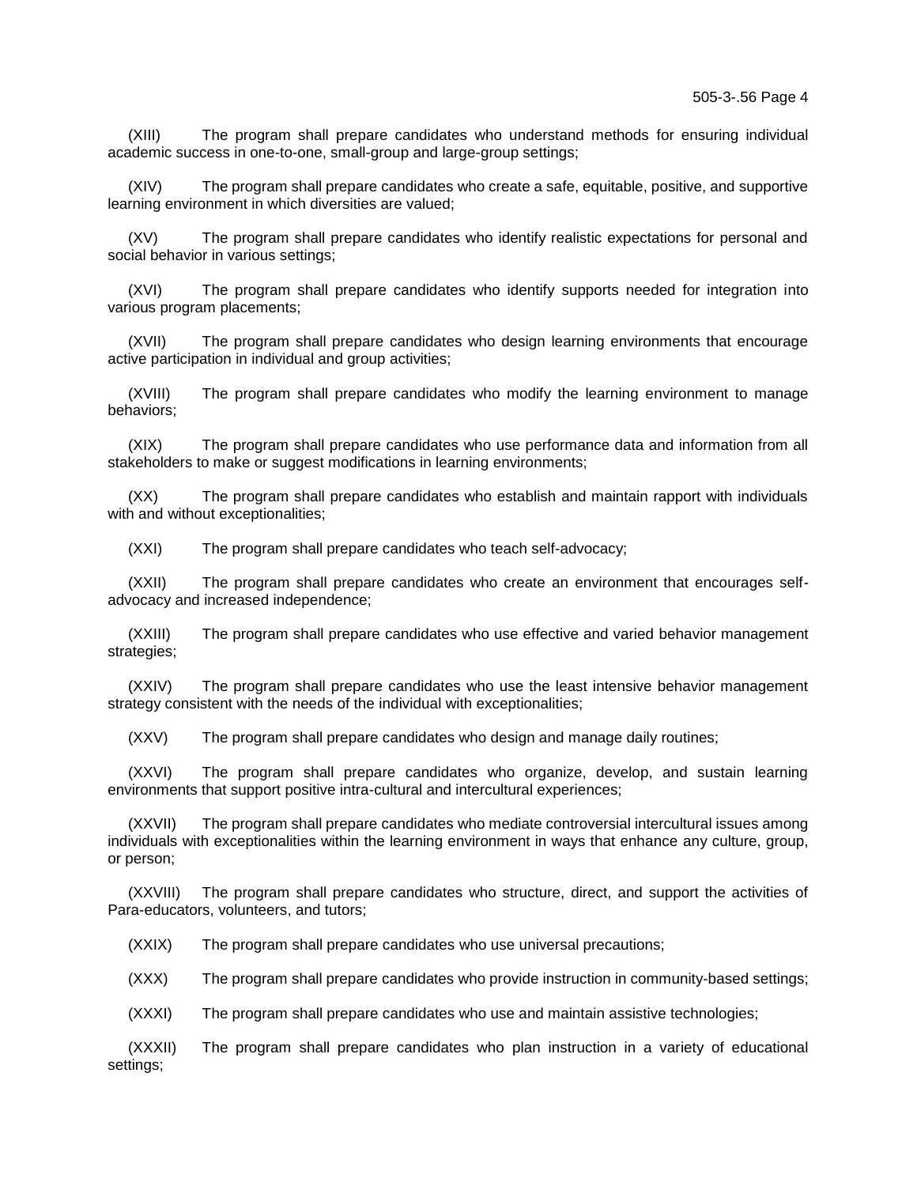(XIII) The program shall prepare candidates who understand methods for ensuring individual academic success in one-to-one, small-group and large-group settings;

(XIV) The program shall prepare candidates who create a safe, equitable, positive, and supportive learning environment in which diversities are valued;

(XV) The program shall prepare candidates who identify realistic expectations for personal and social behavior in various settings;

(XVI) The program shall prepare candidates who identify supports needed for integration into various program placements;

(XVII) The program shall prepare candidates who design learning environments that encourage active participation in individual and group activities;

(XVIII) The program shall prepare candidates who modify the learning environment to manage behaviors;

(XIX) The program shall prepare candidates who use performance data and information from all stakeholders to make or suggest modifications in learning environments;

(XX) The program shall prepare candidates who establish and maintain rapport with individuals with and without exceptionalities;

(XXI) The program shall prepare candidates who teach self-advocacy;

(XXII) The program shall prepare candidates who create an environment that encourages self-advocacy and increased independence;

(XXIII) The program shall prepare candidates who use effective and varied behavior management strategies;

(XXIV) The program shall prepare candidates who use the least intensive behavior management strategy consistent with the needs of the individual with exceptionalities;

(XXV) The program shall prepare candidates who design and manage daily routines;

(XXVI) The program shall prepare candidates who organize, develop, and sustain learning environments that support positive intra-cultural and intercultural experiences;

(XXVII) The program shall prepare candidates who mediate controversial intercultural issues among individuals with exceptionalities within the learning environment in ways that enhance any culture, group, or person;

(XXVIII) The program shall prepare candidates who structure, direct, and support the activities of Para-educators, volunteers, and tutors;

(XXIX) The program shall prepare candidates who use universal precautions;

(XXX) The program shall prepare candidates who provide instruction in community-based settings;

(XXXI) The program shall prepare candidates who use and maintain assistive technologies;

(XXXII) The program shall prepare candidates who plan instruction in a variety of educational settings;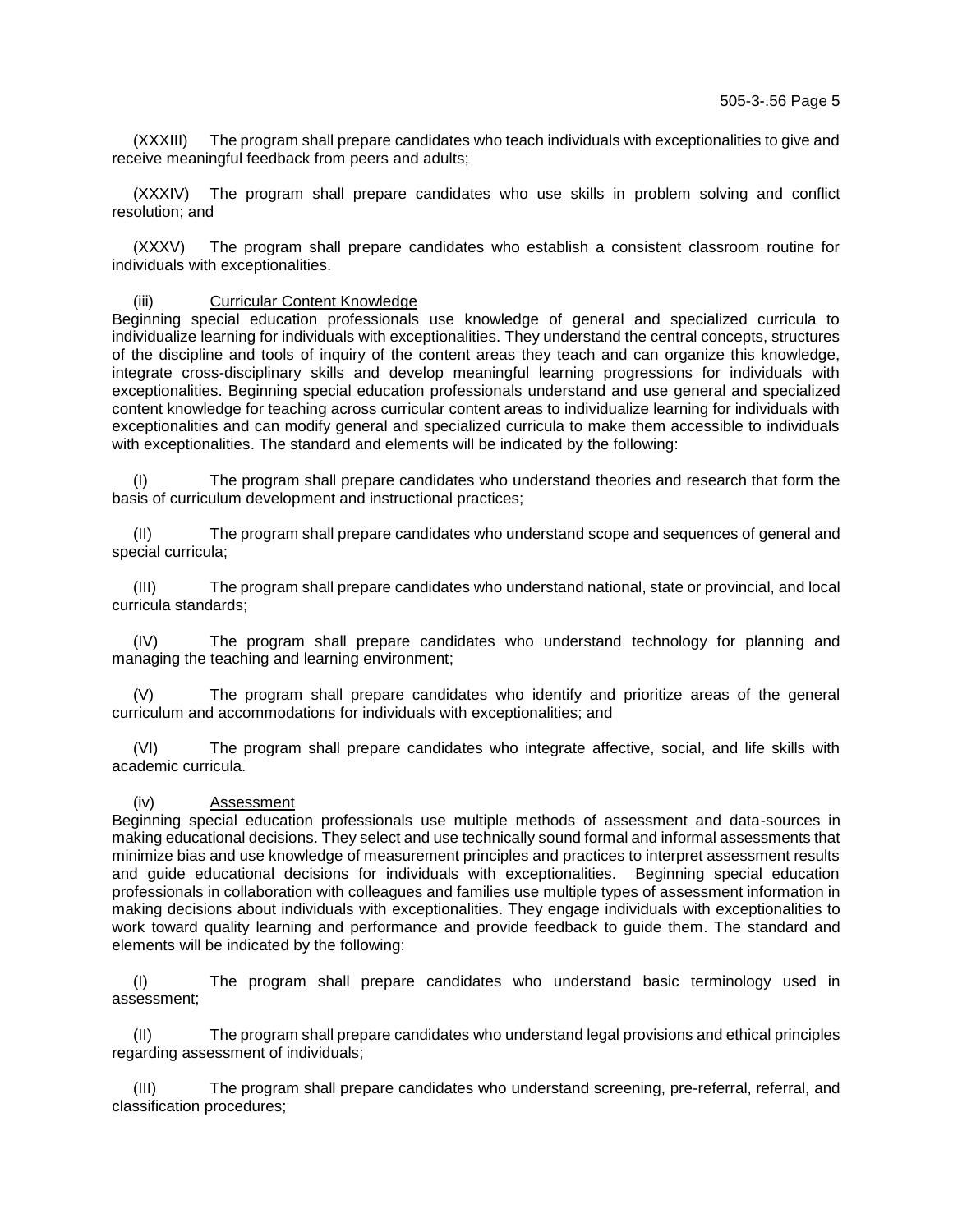(XXXIII) The program shall prepare candidates who teach individuals with exceptionalities to give and receive meaningful feedback from peers and adults;

(XXXIV) The program shall prepare candidates who use skills in problem solving and conflict resolution; and

(XXXV) The program shall prepare candidates who establish a consistent classroom routine for individuals with exceptionalities.

(iii) <u>Curricular Content Knowledge</u>

Beginning special education professionals use knowledge of general and specialized curricula to individualize learning for individuals with exceptionalities. They understand the central concepts, structures of the discipline and tools of inquiry of the content areas they teach and can organize this knowledge, integrate cross-disciplinary skills and develop meaningful learning progressions for individuals with exceptionalities. Beginning special education professionals understand and use general and specialized content knowledge for teaching across curricular content areas to individualize learning for individuals with exceptionalities and can modify general and specialized curricula to make them accessible to individuals with exceptionalities. The standard and elements will be indicated by the following:

(I) The program shall prepare candidates who understand theories and research that form the basis of curriculum development and instructional practices;

(II) The program shall prepare candidates who understand scope and sequences of general and special curricula;

(III) The program shall prepare candidates who understand national, state or provincial, and local curricula standards;

(IV) The program shall prepare candidates who understand technology for planning and managing the teaching and learning environment;

(V) The program shall prepare candidates who identify and prioritize areas of the general curriculum and accommodations for individuals with exceptionalities; and

(VI) The program shall prepare candidates who integrate affective, social, and life skills with academic curricula.

(iv) <u>Assessment</u>

Beginning special education professionals use multiple methods of assessment and data-sources in making educational decisions. They select and use technically sound formal and informal assessments that minimize bias and use knowledge of measurement principles and practices to interpret assessment results and guide educational decisions for individuals with exceptionalities. Beginning special education professionals in collaboration with colleagues and families use multiple types of assessment information in making decisions about individuals with exceptionalities. They engage individuals with exceptionalities to work toward quality learning and performance and provide feedback to guide them. The standard and elements will be indicated by the following:

(I) The program shall prepare candidates who understand basic terminology used in assessment;

(II) The program shall prepare candidates who understand legal provisions and ethical principles regarding assessment of individuals;

(III) The program shall prepare candidates who understand screening, pre-referral, referral, and classification procedures;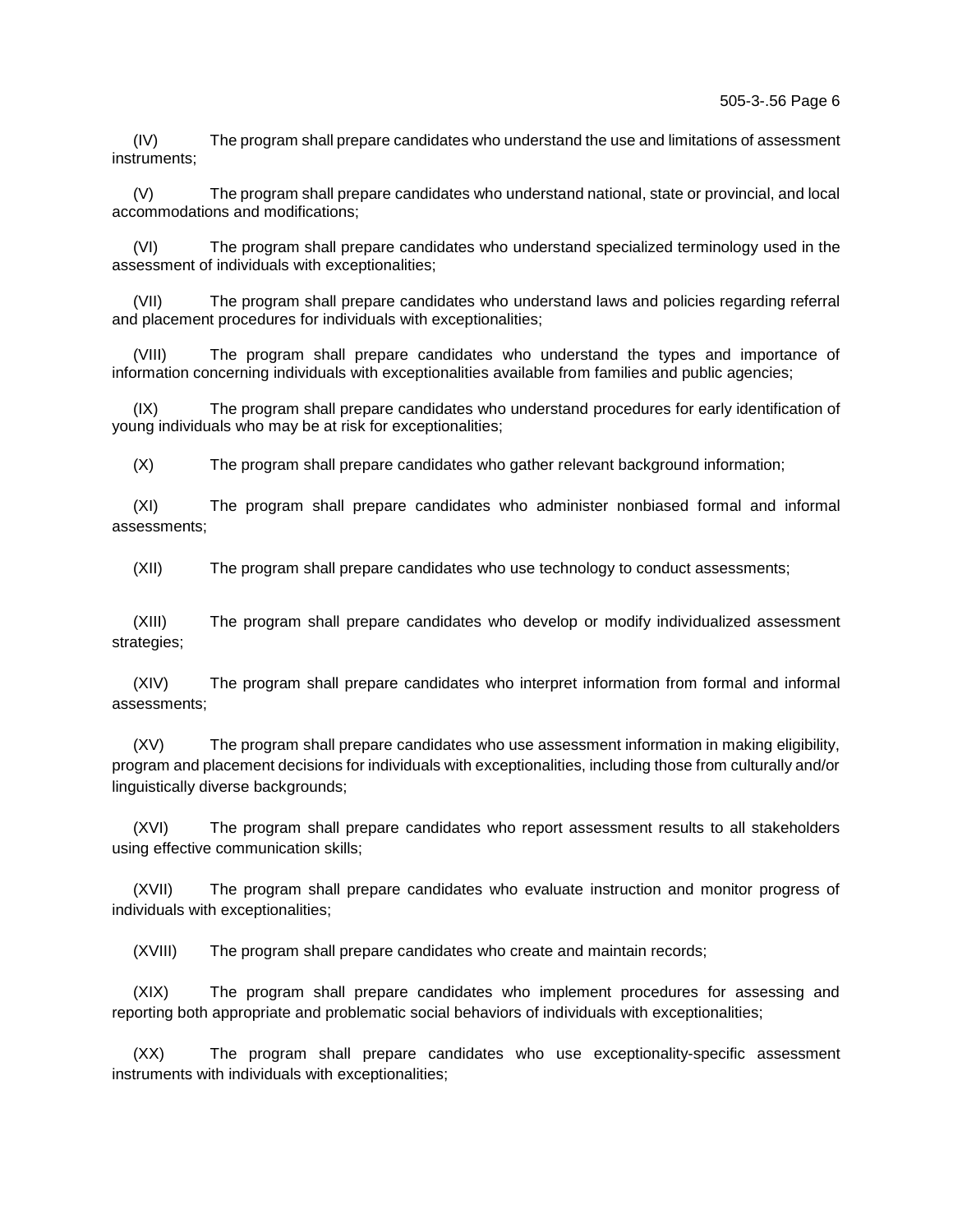(IV) The program shall prepare candidates who understand the use and limitations of assessment instruments;

(V) The program shall prepare candidates who understand national, state or provincial, and local accommodations and modifications;

(VI) The program shall prepare candidates who understand specialized terminology used in the assessment of individuals with exceptionalities;

(VII) The program shall prepare candidates who understand laws and policies regarding referral and placement procedures for individuals with exceptionalities;

(VIII) The program shall prepare candidates who understand the types and importance of information concerning individuals with exceptionalities available from families and public agencies;

(IX) The program shall prepare candidates who understand procedures for early identification of young individuals who may be at risk for exceptionalities;

(X) The program shall prepare candidates who gather relevant background information;

(XI) The program shall prepare candidates who administer nonbiased formal and informal assessments;

(XII) The program shall prepare candidates who use technology to conduct assessments;

(XIII) The program shall prepare candidates who develop or modify individualized assessment strategies;

(XIV) The program shall prepare candidates who interpret information from formal and informal assessments;

(XV) The program shall prepare candidates who use assessment information in making eligibility, program and placement decisions for individuals with exceptionalities, including those from culturally and/or linguistically diverse backgrounds;

(XVI) The program shall prepare candidates who report assessment results to all stakeholders using effective communication skills;

(XVII) The program shall prepare candidates who evaluate instruction and monitor progress of individuals with exceptionalities;

(XVIII) The program shall prepare candidates who create and maintain records;

(XIX) The program shall prepare candidates who implement procedures for assessing and reporting both appropriate and problematic social behaviors of individuals with exceptionalities;

(XX) The program shall prepare candidates who use exceptionality-specific assessment instruments with individuals with exceptionalities;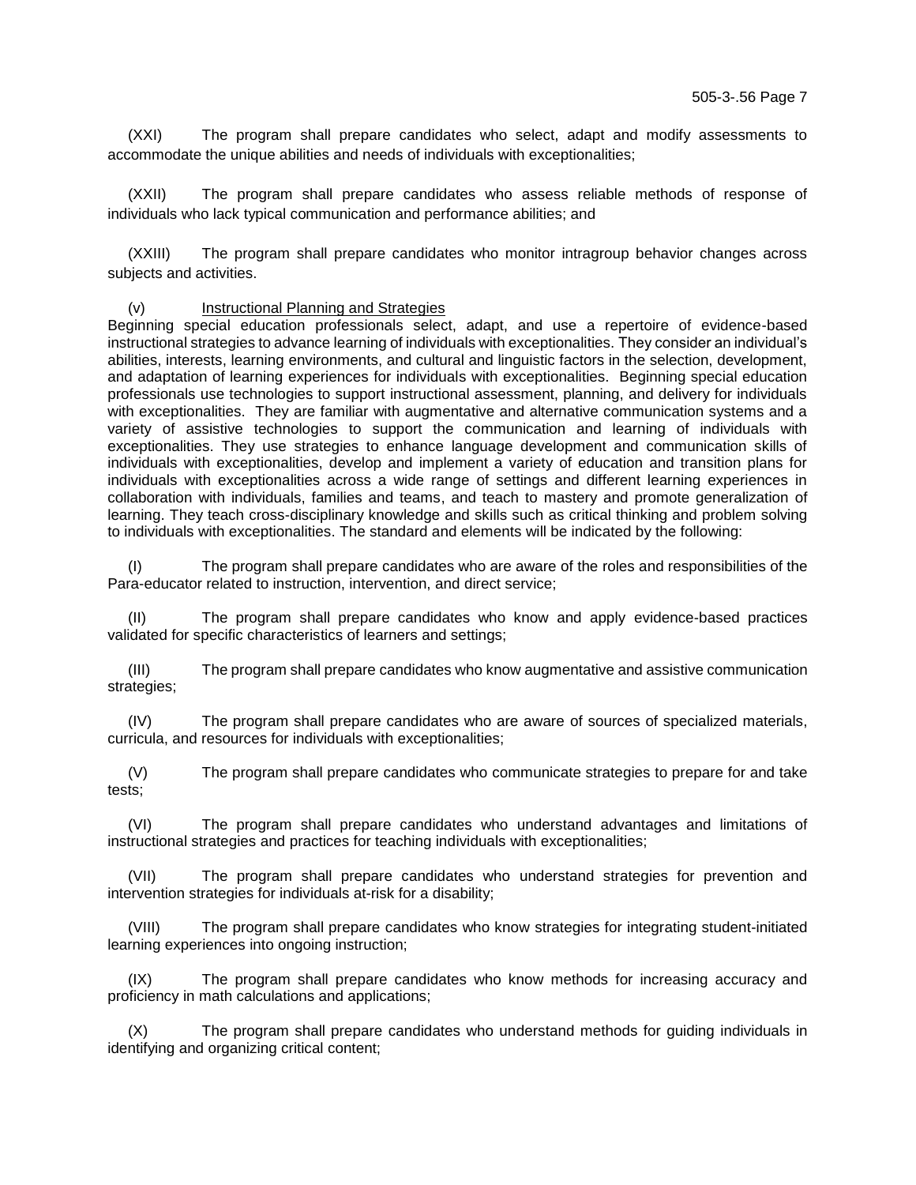(XXI) The program shall prepare candidates who select, adapt and modify assessments to accommodate the unique abilities and needs of individuals with exceptionalities;

(XXII) The program shall prepare candidates who assess reliable methods of response of individuals who lack typical communication and performance abilities; and

(XXIII) The program shall prepare candidates who monitor intragroup behavior changes across subjects and activities.

(v) Instructional Planning and Strategies

Beginning special education professionals select, adapt, and use a repertoire of evidence-based instructional strategies to advance learning of individuals with exceptionalities. They consider an individual's abilities, interests, learning environments, and cultural and linguistic factors in the selection, development, and adaptation of learning experiences for individuals with exceptionalities. Beginning special education professionals use technologies to support instructional assessment, planning, and delivery for individuals with exceptionalities. They are familiar with augmentative and alternative communication systems and a variety of assistive technologies to support the communication and learning of individuals with exceptionalities. They use strategies to enhance language development and communication skills of individuals with exceptionalities, develop and implement a variety of education and transition plans for individuals with exceptionalities across a wide range of settings and different learning experiences in collaboration with individuals, families and teams, and teach to mastery and promote generalization of learning. They teach cross-disciplinary knowledge and skills such as critical thinking and problem solving to individuals with exceptionalities. The standard and elements will be indicated by the following:

(I) The program shall prepare candidates who are aware of the roles and responsibilities of the Para-educator related to instruction, intervention, and direct service;

(II) The program shall prepare candidates who know and apply evidence-based practices validated for specific characteristics of learners and settings;

(III) The program shall prepare candidates who know augmentative and assistive communication strategies;

(IV) The program shall prepare candidates who are aware of sources of specialized materials, curricula, and resources for individuals with exceptionalities;

(V) The program shall prepare candidates who communicate strategies to prepare for and take tests;

(VI) The program shall prepare candidates who understand advantages and limitations of instructional strategies and practices for teaching individuals with exceptionalities;

(VII) The program shall prepare candidates who understand strategies for prevention and intervention strategies for individuals at-risk for a disability;

(VIII) The program shall prepare candidates who know strategies for integrating student-initiated learning experiences into ongoing instruction;

(IX) The program shall prepare candidates who know methods for increasing accuracy and proficiency in math calculations and applications;

(X) The program shall prepare candidates who understand methods for guiding individuals in identifying and organizing critical content;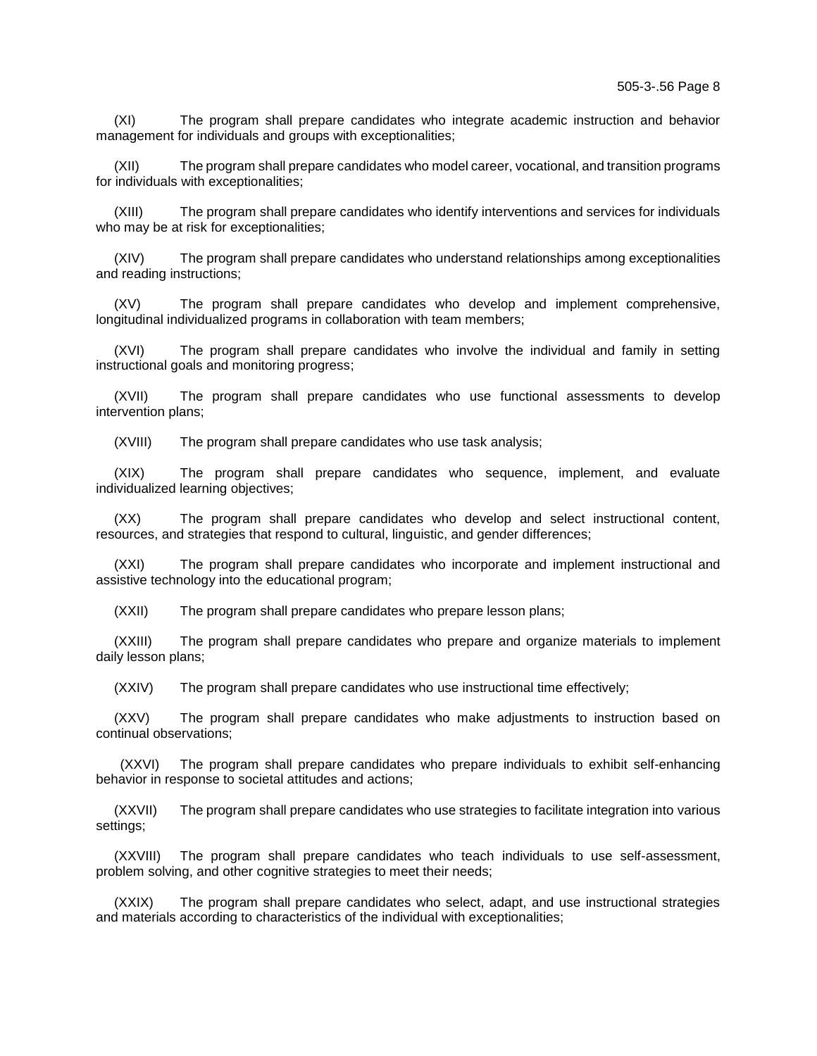(XI) The program shall prepare candidates who integrate academic instruction and behavior management for individuals and groups with exceptionalities;

(XII) The program shall prepare candidates who model career, vocational, and transition programs for individuals with exceptionalities;

(XIII) The program shall prepare candidates who identify interventions and services for individuals who may be at risk for exceptionalities;

(XIV) The program shall prepare candidates who understand relationships among exceptionalities and reading instructions;

(XV) The program shall prepare candidates who develop and implement comprehensive, longitudinal individualized programs in collaboration with team members;

(XVI) The program shall prepare candidates who involve the individual and family in setting instructional goals and monitoring progress;

(XVII) The program shall prepare candidates who use functional assessments to develop intervention plans;

(XVIII) The program shall prepare candidates who use task analysis;

(XIX) The program shall prepare candidates who sequence, implement, and evaluate individualized learning objectives;

(XX) The program shall prepare candidates who develop and select instructional content, resources, and strategies that respond to cultural, linguistic, and gender differences;

(XXI) The program shall prepare candidates who incorporate and implement instructional and assistive technology into the educational program;

(XXII) The program shall prepare candidates who prepare lesson plans;

(XXIII) The program shall prepare candidates who prepare and organize materials to implement daily lesson plans;

(XXIV) The program shall prepare candidates who use instructional time effectively;

(XXV) The program shall prepare candidates who make adjustments to instruction based on continual observations;

(XXVI) The program shall prepare candidates who prepare individuals to exhibit self-enhancing behavior in response to societal attitudes and actions;

(XXVII) The program shall prepare candidates who use strategies to facilitate integration into various settings;

(XXVIII) The program shall prepare candidates who teach individuals to use self-assessment, problem solving, and other cognitive strategies to meet their needs;

(XXIX) The program shall prepare candidates who select, adapt, and use instructional strategies and materials according to characteristics of the individual with exceptionalities;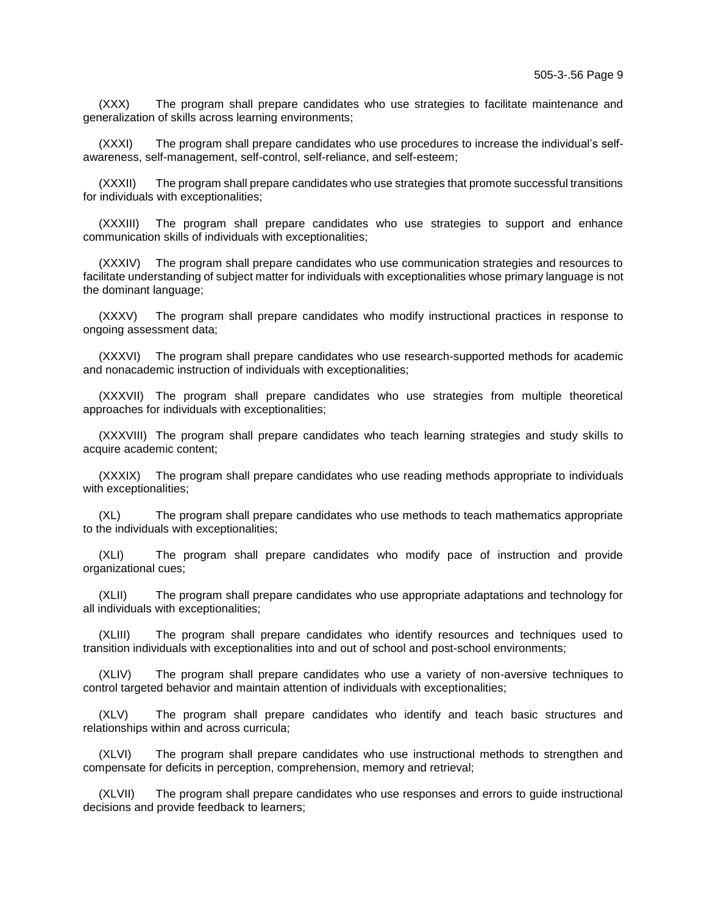(XXX) The program shall prepare candidates who use strategies to facilitate maintenance and generalization of skills across learning environments;

(XXXI) The program shall prepare candidates who use procedures to increase the individual's self-awareness, self-management, self-control, self-reliance, and self-esteem;

(XXXII) The program shall prepare candidates who use strategies that promote successful transitions for individuals with exceptionalities;

(XXXIII) The program shall prepare candidates who use strategies to support and enhance communication skills of individuals with exceptionalities;

(XXXIV) The program shall prepare candidates who use communication strategies and resources to facilitate understanding of subject matter for individuals with exceptionalities whose primary language is not the dominant language;

(XXXV) The program shall prepare candidates who modify instructional practices in response to ongoing assessment data;

(XXXVI) The program shall prepare candidates who use research-supported methods for academic and nonacademic instruction of individuals with exceptionalities;

(XXXVII) The program shall prepare candidates who use strategies from multiple theoretical approaches for individuals with exceptionalities;

(XXXVIII) The program shall prepare candidates who teach learning strategies and study skills to acquire academic content;

(XXXIX) The program shall prepare candidates who use reading methods appropriate to individuals with exceptionalities;

(XL) The program shall prepare candidates who use methods to teach mathematics appropriate to the individuals with exceptionalities;

(XLI) The program shall prepare candidates who modify pace of instruction and provide organizational cues;

(XLII) The program shall prepare candidates who use appropriate adaptations and technology for all individuals with exceptionalities;

(XLIII) The program shall prepare candidates who identify resources and techniques used to transition individuals with exceptionalities into and out of school and post-school environments;

(XLIV) The program shall prepare candidates who use a variety of non-aversive techniques to control targeted behavior and maintain attention of individuals with exceptionalities;

(XLV) The program shall prepare candidates who identify and teach basic structures and relationships within and across curricula;

(XLVI) The program shall prepare candidates who use instructional methods to strengthen and compensate for deficits in perception, comprehension, memory and retrieval;

(XLVII) The program shall prepare candidates who use responses and errors to guide instructional decisions and provide feedback to learners;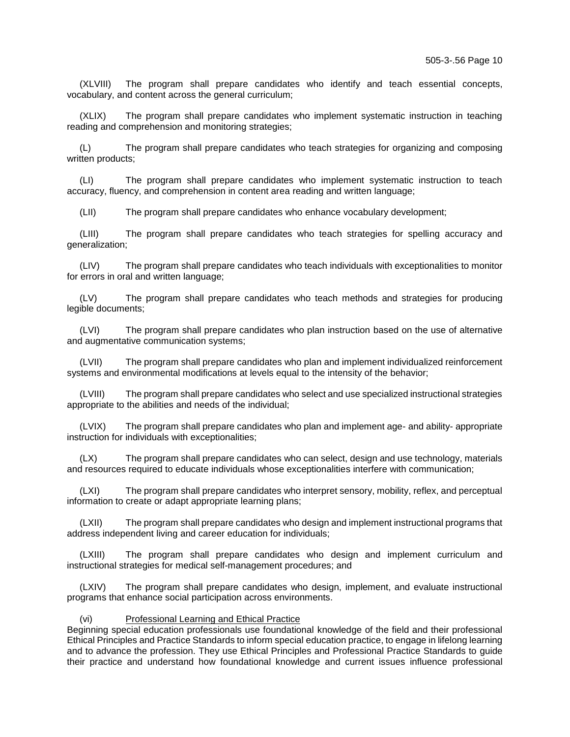(XLVIII) The program shall prepare candidates who identify and teach essential concepts, vocabulary, and content across the general curriculum;

(XLIX) The program shall prepare candidates who implement systematic instruction in teaching reading and comprehension and monitoring strategies;

(L) The program shall prepare candidates who teach strategies for organizing and composing written products;

(LI) The program shall prepare candidates who implement systematic instruction to teach accuracy, fluency, and comprehension in content area reading and written language;

(LII) The program shall prepare candidates who enhance vocabulary development;

(LIII) The program shall prepare candidates who teach strategies for spelling accuracy and generalization;

(LIV) The program shall prepare candidates who teach individuals with exceptionalities to monitor for errors in oral and written language;

(LV) The program shall prepare candidates who teach methods and strategies for producing legible documents;

(LVI) The program shall prepare candidates who plan instruction based on the use of alternative and augmentative communication systems;

(LVII) The program shall prepare candidates who plan and implement individualized reinforcement systems and environmental modifications at levels equal to the intensity of the behavior;

(LVIII) The program shall prepare candidates who select and use specialized instructional strategies appropriate to the abilities and needs of the individual;

(LVIX) The program shall prepare candidates who plan and implement age- and ability- appropriate instruction for individuals with exceptionalities;

(LX) The program shall prepare candidates who can select, design and use technology, materials and resources required to educate individuals whose exceptionalities interfere with communication;

(LXI) The program shall prepare candidates who interpret sensory, mobility, reflex, and perceptual information to create or adapt appropriate learning plans;

(LXII) The program shall prepare candidates who design and implement instructional programs that address independent living and career education for individuals;

(LXIII) The program shall prepare candidates who design and implement curriculum and instructional strategies for medical self-management procedures; and

(LXIV) The program shall prepare candidates who design, implement, and evaluate instructional programs that enhance social participation across environments.

(vi) Professional Learning and Ethical Practice

Beginning special education professionals use foundational knowledge of the field and their professional Ethical Principles and Practice Standards to inform special education practice, to engage in lifelong learning and to advance the profession. They use Ethical Principles and Professional Practice Standards to guide their practice and understand how foundational knowledge and current issues influence professional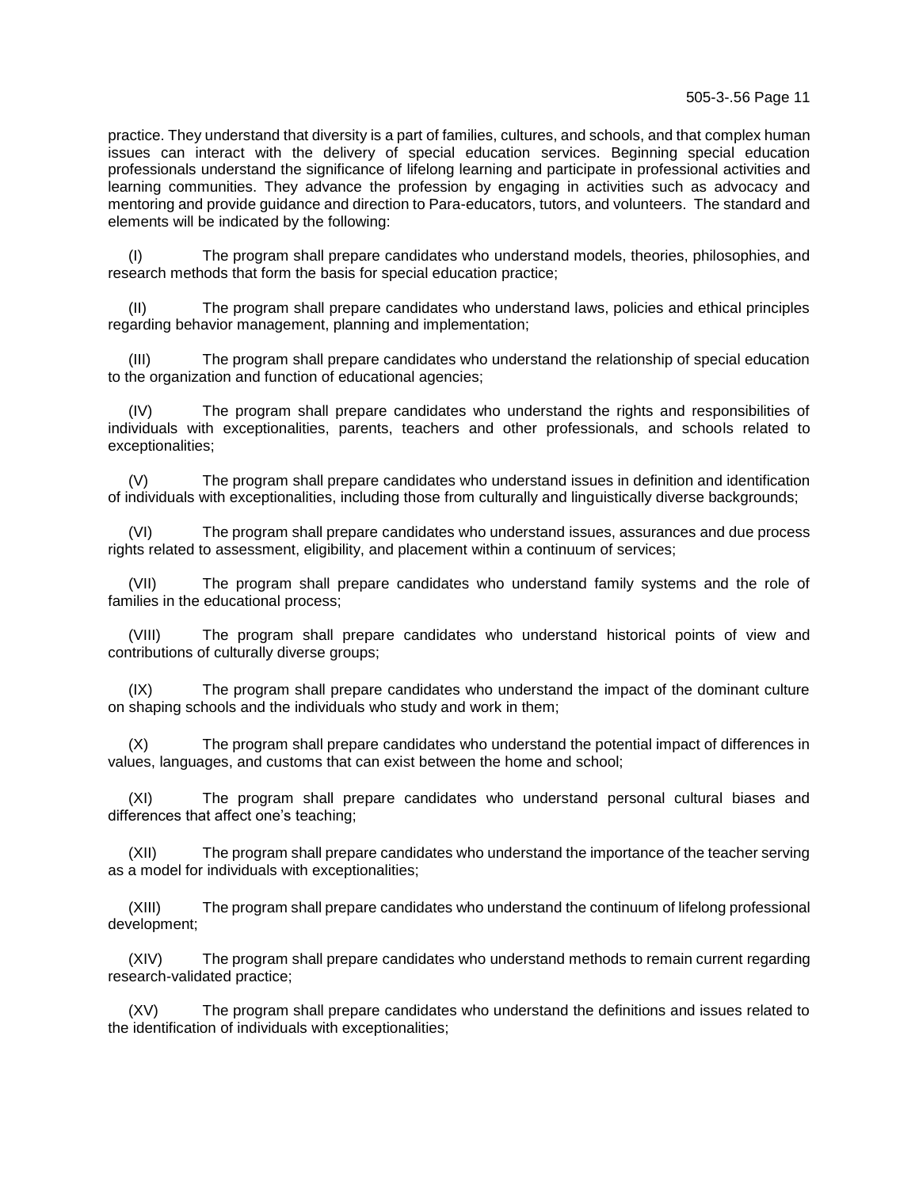practice. They understand that diversity is a part of families, cultures, and schools, and that complex human issues can interact with the delivery of special education services. Beginning special education professionals understand the significance of lifelong learning and participate in professional activities and learning communities. They advance the profession by engaging in activities such as advocacy and mentoring and provide guidance and direction to Para-educators, tutors, and volunteers. The standard and elements will be indicated by the following:

(I) The program shall prepare candidates who understand models, theories, philosophies, and research methods that form the basis for special education practice;

(II) The program shall prepare candidates who understand laws, policies and ethical principles regarding behavior management, planning and implementation;

(III) The program shall prepare candidates who understand the relationship of special education to the organization and function of educational agencies;

(IV) The program shall prepare candidates who understand the rights and responsibilities of individuals with exceptionalities, parents, teachers and other professionals, and schools related to exceptionalities;

(V) The program shall prepare candidates who understand issues in definition and identification of individuals with exceptionalities, including those from culturally and linguistically diverse backgrounds;

(VI) The program shall prepare candidates who understand issues, assurances and due process rights related to assessment, eligibility, and placement within a continuum of services;

(VII) The program shall prepare candidates who understand family systems and the role of families in the educational process;

(VIII) The program shall prepare candidates who understand historical points of view and contributions of culturally diverse groups;

(IX) The program shall prepare candidates who understand the impact of the dominant culture on shaping schools and the individuals who study and work in them;

(X) The program shall prepare candidates who understand the potential impact of differences in values, languages, and customs that can exist between the home and school;

(XI) The program shall prepare candidates who understand personal cultural biases and differences that affect one's teaching;

(XII) The program shall prepare candidates who understand the importance of the teacher serving as a model for individuals with exceptionalities;

(XIII) The program shall prepare candidates who understand the continuum of lifelong professional development;

(XIV) The program shall prepare candidates who understand methods to remain current regarding research-validated practice;

(XV) The program shall prepare candidates who understand the definitions and issues related to the identification of individuals with exceptionalities;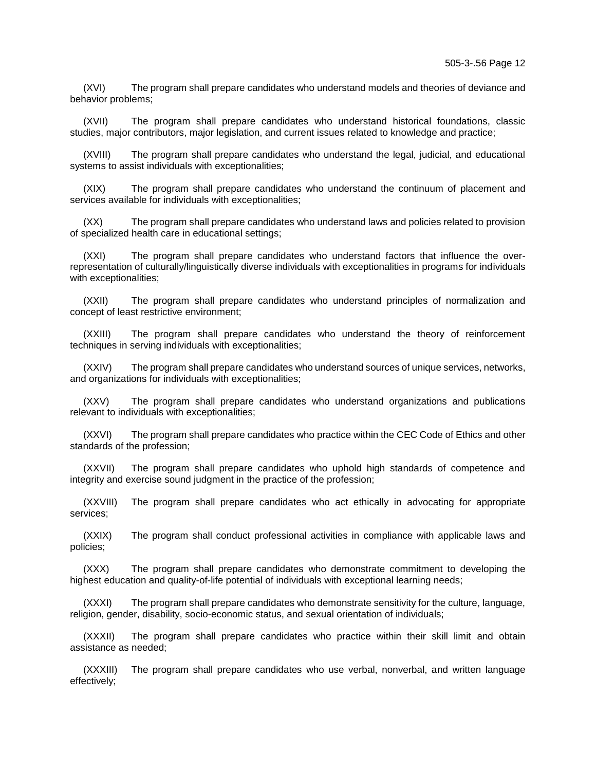(XVI) The program shall prepare candidates who understand models and theories of deviance and behavior problems;

(XVII) The program shall prepare candidates who understand historical foundations, classic studies, major contributors, major legislation, and current issues related to knowledge and practice;

(XVIII) The program shall prepare candidates who understand the legal, judicial, and educational systems to assist individuals with exceptionalities;

(XIX) The program shall prepare candidates who understand the continuum of placement and services available for individuals with exceptionalities;

(XX) The program shall prepare candidates who understand laws and policies related to provision of specialized health care in educational settings;

(XXI) The program shall prepare candidates who understand factors that influence the over-representation of culturally/linguistically diverse individuals with exceptionalities in programs for individuals with exceptionalities;

(XXII) The program shall prepare candidates who understand principles of normalization and concept of least restrictive environment;

(XXIII) The program shall prepare candidates who understand the theory of reinforcement techniques in serving individuals with exceptionalities;

(XXIV) The program shall prepare candidates who understand sources of unique services, networks, and organizations for individuals with exceptionalities;

(XXV) The program shall prepare candidates who understand organizations and publications relevant to individuals with exceptionalities;

(XXVI) The program shall prepare candidates who practice within the CEC Code of Ethics and other standards of the profession;

(XXVII) The program shall prepare candidates who uphold high standards of competence and integrity and exercise sound judgment in the practice of the profession;

(XXVIII) The program shall prepare candidates who act ethically in advocating for appropriate services;

(XXIX) The program shall conduct professional activities in compliance with applicable laws and policies;

(XXX) The program shall prepare candidates who demonstrate commitment to developing the highest education and quality-of-life potential of individuals with exceptional learning needs;

(XXXI) The program shall prepare candidates who demonstrate sensitivity for the culture, language, religion, gender, disability, socio-economic status, and sexual orientation of individuals;

(XXXII) The program shall prepare candidates who practice within their skill limit and obtain assistance as needed;

(XXXIII) The program shall prepare candidates who use verbal, nonverbal, and written language effectively;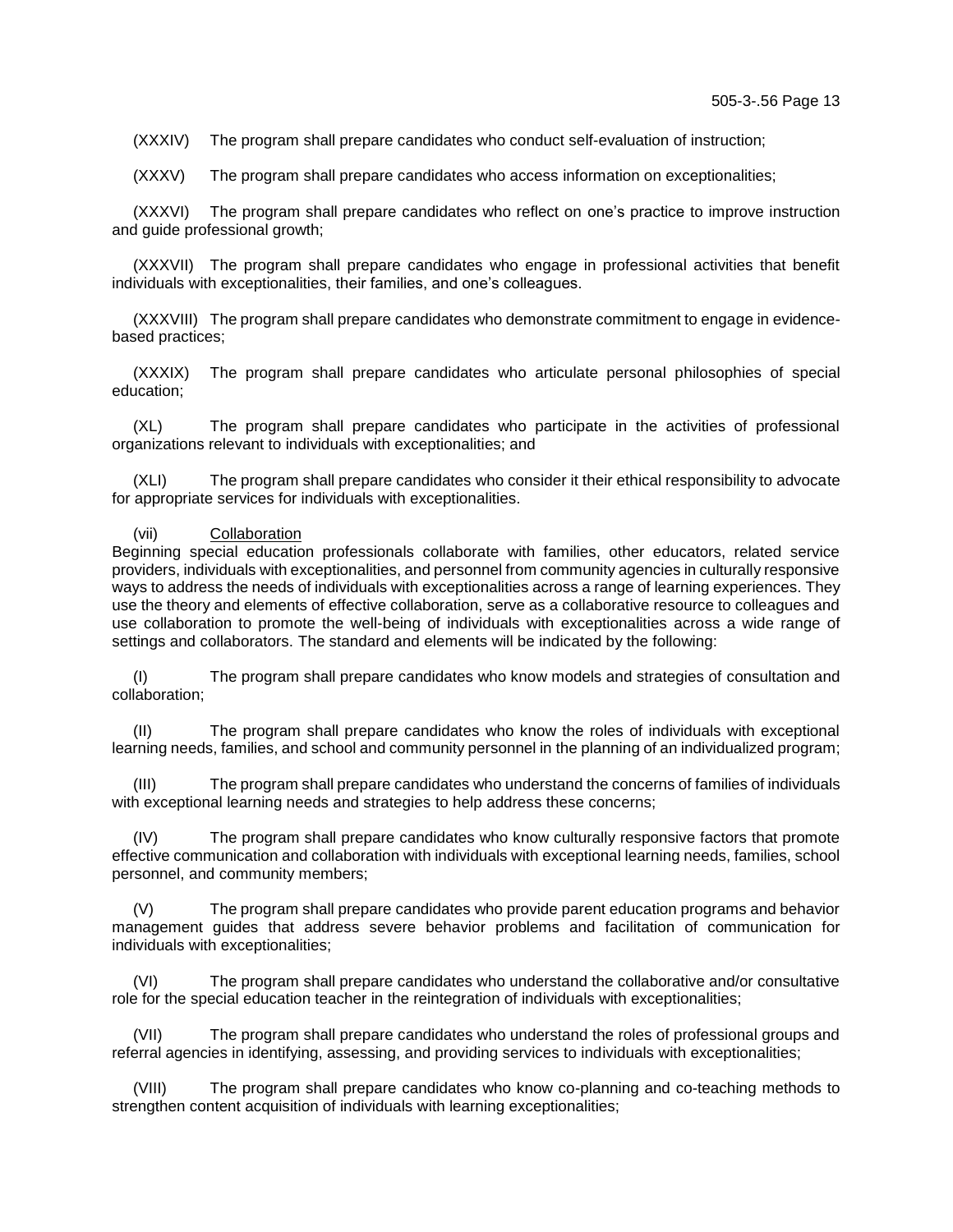(XXXIV) The program shall prepare candidates who conduct self-evaluation of instruction;

(XXXV) The program shall prepare candidates who access information on exceptionalities;

(XXXVI) The program shall prepare candidates who reflect on one's practice to improve instruction and guide professional growth;

(XXXVII) The program shall prepare candidates who engage in professional activities that benefit individuals with exceptionalities, their families, and one's colleagues.

(XXXVIII) The program shall prepare candidates who demonstrate commitment to engage in evidence-based practices;

(XXXIX) The program shall prepare candidates who articulate personal philosophies of special education;

(XL) The program shall prepare candidates who participate in the activities of professional organizations relevant to individuals with exceptionalities; and

(XLI) The program shall prepare candidates who consider it their ethical responsibility to advocate for appropriate services for individuals with exceptionalities.

(vii) Collaboration

Beginning special education professionals collaborate with families, other educators, related service providers, individuals with exceptionalities, and personnel from community agencies in culturally responsive ways to address the needs of individuals with exceptionalities across a range of learning experiences. They use the theory and elements of effective collaboration, serve as a collaborative resource to colleagues and use collaboration to promote the well-being of individuals with exceptionalities across a wide range of settings and collaborators. The standard and elements will be indicated by the following:

(I) The program shall prepare candidates who know models and strategies of consultation and collaboration;

(II) The program shall prepare candidates who know the roles of individuals with exceptional learning needs, families, and school and community personnel in the planning of an individualized program;

(III) The program shall prepare candidates who understand the concerns of families of individuals with exceptional learning needs and strategies to help address these concerns;

(IV) The program shall prepare candidates who know culturally responsive factors that promote effective communication and collaboration with individuals with exceptional learning needs, families, school personnel, and community members;

(V) The program shall prepare candidates who provide parent education programs and behavior management guides that address severe behavior problems and facilitation of communication for individuals with exceptionalities;

(VI) The program shall prepare candidates who understand the collaborative and/or consultative role for the special education teacher in the reintegration of individuals with exceptionalities;

(VII) The program shall prepare candidates who understand the roles of professional groups and referral agencies in identifying, assessing, and providing services to individuals with exceptionalities;

(VIII) The program shall prepare candidates who know co-planning and co-teaching methods to strengthen content acquisition of individuals with learning exceptionalities;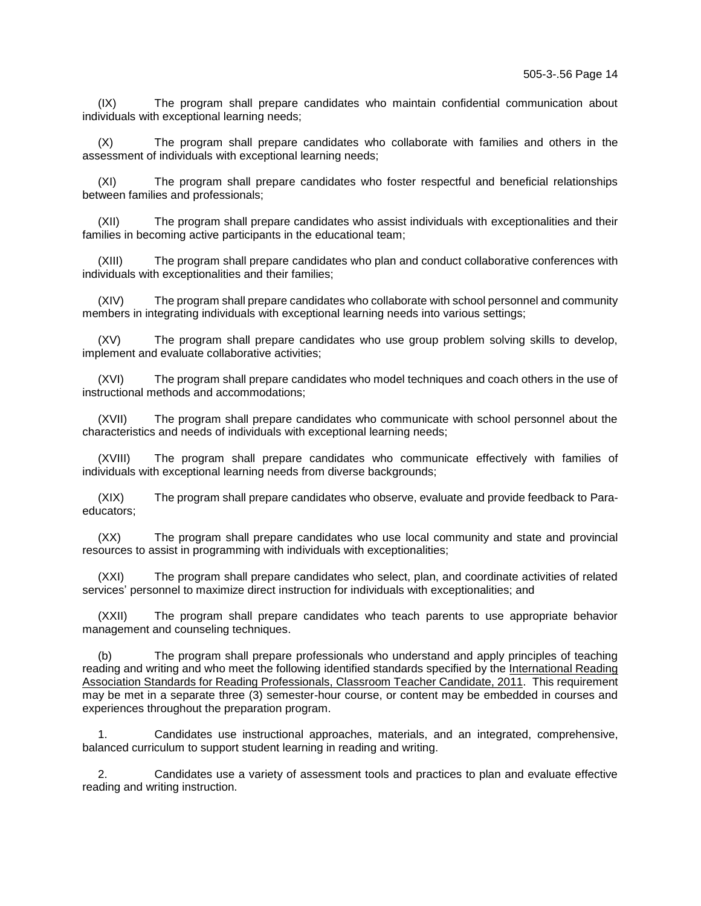(IX) The program shall prepare candidates who maintain confidential communication about individuals with exceptional learning needs;

(X) The program shall prepare candidates who collaborate with families and others in the assessment of individuals with exceptional learning needs;

(XI) The program shall prepare candidates who foster respectful and beneficial relationships between families and professionals;

(XII) The program shall prepare candidates who assist individuals with exceptionalities and their families in becoming active participants in the educational team;

(XIII) The program shall prepare candidates who plan and conduct collaborative conferences with individuals with exceptionalities and their families;

(XIV) The program shall prepare candidates who collaborate with school personnel and community members in integrating individuals with exceptional learning needs into various settings;

(XV) The program shall prepare candidates who use group problem solving skills to develop, implement and evaluate collaborative activities;

(XVI) The program shall prepare candidates who model techniques and coach others in the use of instructional methods and accommodations;

(XVII) The program shall prepare candidates who communicate with school personnel about the characteristics and needs of individuals with exceptional learning needs;

(XVIII) The program shall prepare candidates who communicate effectively with families of individuals with exceptional learning needs from diverse backgrounds;

(XIX) The program shall prepare candidates who observe, evaluate and provide feedback to Para-educators;

(XX) The program shall prepare candidates who use local community and state and provincial resources to assist in programming with individuals with exceptionalities;

(XXI) The program shall prepare candidates who select, plan, and coordinate activities of related services' personnel to maximize direct instruction for individuals with exceptionalities; and

(XXII) The program shall prepare candidates who teach parents to use appropriate behavior management and counseling techniques.

(b) The program shall prepare professionals who understand and apply principles of teaching reading and writing and who meet the following identified standards specified by the <u>International Reading Association Standards for Reading Professionals, Classroom Teacher Candidate, 2011</u>. This requirement may be met in a separate three (3) semester-hour course, or content may be embedded in courses and experiences throughout the preparation program.

1. Candidates use instructional approaches, materials, and an integrated, comprehensive, balanced curriculum to support student learning in reading and writing.

2. Candidates use a variety of assessment tools and practices to plan and evaluate effective reading and writing instruction.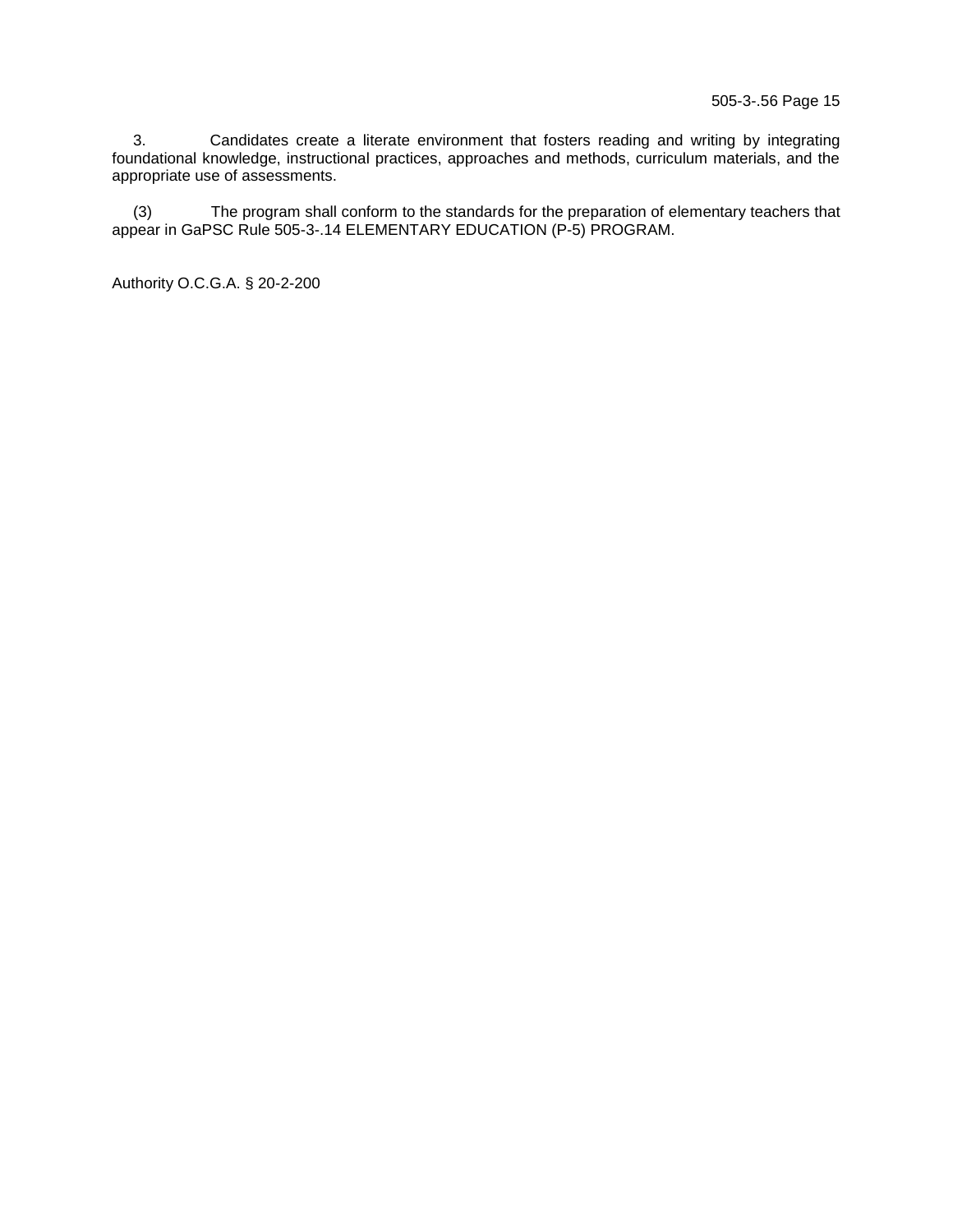3. Candidates create a literate environment that fosters reading and writing by integrating foundational knowledge, instructional practices, approaches and methods, curriculum materials, and the appropriate use of assessments.

(3) The program shall conform to the standards for the preparation of elementary teachers that appear in GaPSC Rule 505-3-.14 ELEMENTARY EDUCATION (P-5) PROGRAM.

Authority O.C.G.A. § 20-2-200